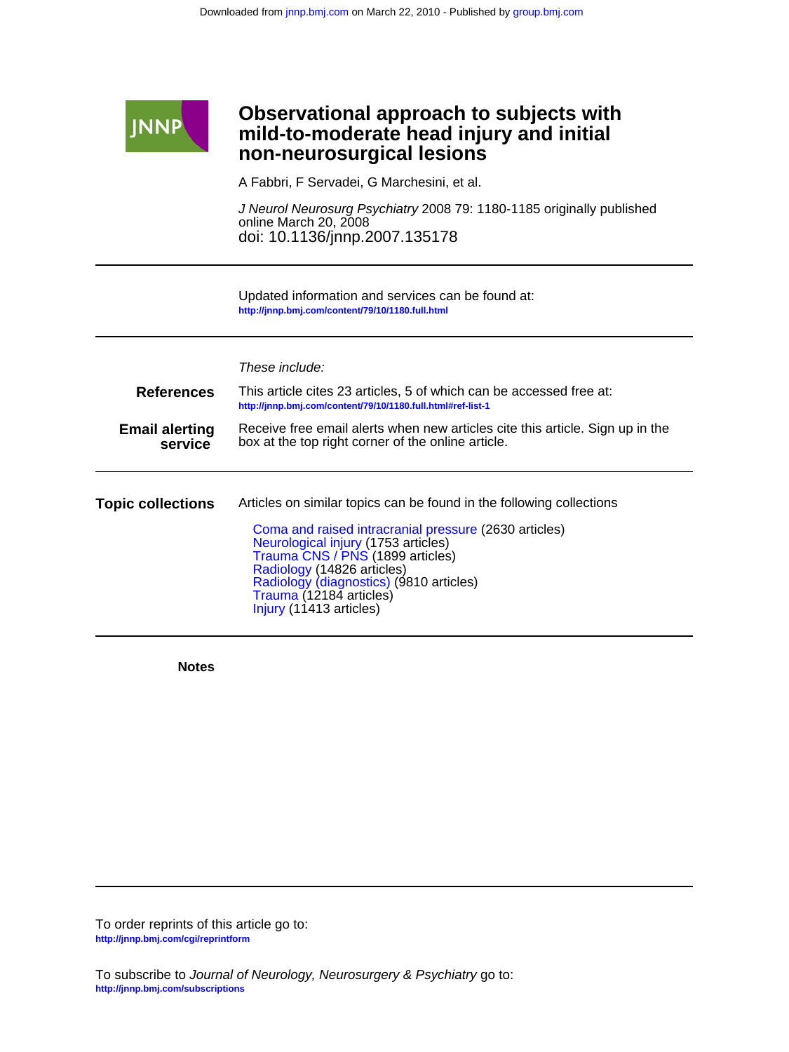Downloaded from jnnp.bmj.com on March 22, 2010 - Published by group.bmj.com

JNNP

# Observational approach to subjects with mild-to-moderate head injury and initial non-neurosurgical lesions

A Fabbri, F Servadei, G Marchesini, et al.

*J Neurol Neurosurg Psychiatry* 2008 79: 1180-1185 originally published online March 20, 2008

doi: 10.1136/jnnp.2007.135178

Updated information and services can be found at:
http://jnnp.bmj.com/content/79/10/1180.full.html

*These include:*

**References**

This article cites 23 articles, 5 of which can be accessed free at:
http://jnnp.bmj.com/content/79/10/1180.full.html#ref-list-1

**Email alerting service**

Receive free email alerts when new articles cite this article. Sign up in the box at the top right corner of the online article.

**Topic collections**

Articles on similar topics can be found in the following collections

- Coma and raised intracranial pressure (2630 articles)
- Neurological injury (1753 articles)
- Trauma CNS / PNS (1899 articles)
- Radiology (14826 articles)
- Radiology (diagnostics) (9810 articles)
- Trauma (12184 articles)
- Injury (11413 articles)

**Notes**

To order reprints of this article go to:
http://jnnp.bmj.com/cgi/reprintform

To subscribe to *Journal of Neurology, Neurosurgery & Psychiatry* go to:
http://jnnp.bmj.com/subscriptions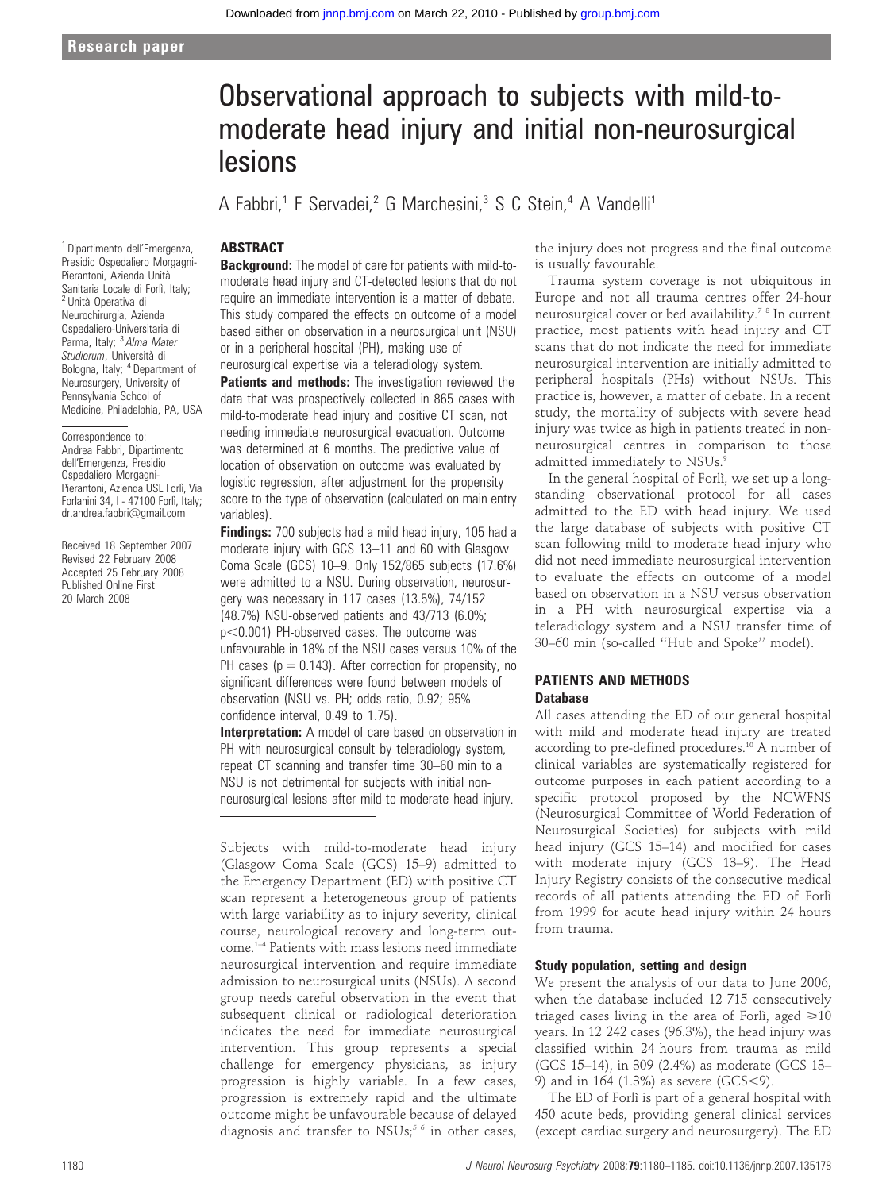Research paper

# Observational approach to subjects with mild-to-moderate head injury and initial non-neurosurgical lesions

A Fabbri,[1] F Servadei,[2] G Marchesini,[3] S C Stein,[4] A Vandelli[1]

[1] Dipartimento dell'Emergenza, Presidio Ospedaliero Morgagni-Pierantoni, Azienda Unità Sanitaria Locale di Forlì, Italy; [2] Unità Operativa di Neurochirurgia, Azienda Ospedaliero-Universitaria di Parma, Italy; [3] *Alma Mater Studiorum*, Università di Bologna, Italy; [4] Department of Neurosurgery, University of Pennsylvania School of Medicine, Philadelphia, PA, USA

Correspondence to: Andrea Fabbri, Dipartimento dell'Emergenza, Presidio Ospedaliero Morgagni-Pierantoni, Azienda USL Forlì, Via Forlanini 34, I - 47100 Forlì, Italy; dr.andrea.fabbri@gmail.com

Received 18 September 2007
Revised 22 February 2008
Accepted 25 February 2008
Published Online First 20 March 2008

## ABSTRACT

**Background:** The model of care for patients with mild-to-moderate head injury and CT-detected lesions that do not require an immediate intervention is a matter of debate. This study compared the effects on outcome of a model based either on observation in a neurosurgical unit (NSU) or in a peripheral hospital (PH), making use of neurosurgical expertise via a teleradiology system.

**Patients and methods:** The investigation reviewed the data that was prospectively collected in 865 cases with mild-to-moderate head injury and positive CT scan, not needing immediate neurosurgical evacuation. Outcome was determined at 6 months. The predictive value of location of observation on outcome was evaluated by logistic regression, after adjustment for the propensity score to the type of observation (calculated on main entry variables).

**Findings:** 700 subjects had a mild head injury, 105 had a moderate injury with GCS 13–11 and 60 with Glasgow Coma Scale (GCS) 10–9. Only 152/865 subjects (17.6%) were admitted to a NSU. During observation, neurosurgery was necessary in 117 cases (13.5%), 74/152 (48.7%) NSU-observed patients and 43/713 (6.0%; $p<0.001$) PH-observed cases. The outcome was unfavourable in 18% of the NSU cases versus 10% of the PH cases ($p = 0.143$). After correction for propensity, no significant differences were found between models of observation (NSU vs. PH; odds ratio, 0.92; 95% confidence interval, 0.49 to 1.75).

**Interpretation:** A model of care based on observation in PH with neurosurgical consult by teleradiology system, repeat CT scanning and transfer time 30–60 min to a NSU is not detrimental for subjects with initial non-neurosurgical lesions after mild-to-moderate head injury.

Subjects with mild-to-moderate head injury (Glasgow Coma Scale (GCS) 15–9) admitted to the Emergency Department (ED) with positive CT scan represent a heterogeneous group of patients with large variability as to injury severity, clinical course, neurological recovery and long-term outcome.[1–4] Patients with mass lesions need immediate neurosurgical intervention and require immediate admission to neurosurgical units (NSUs). A second group needs careful observation in the event that subsequent clinical or radiological deterioration indicates the need for immediate neurosurgical intervention. This group represents a special challenge for emergency physicians, as injury progression is highly variable. In a few cases, progression is extremely rapid and the ultimate outcome might be unfavourable because of delayed diagnosis and transfer to NSUs;[5,6] in other cases, the injury does not progress and the final outcome is usually favourable.

Trauma system coverage is not ubiquitous in Europe and not all trauma centres offer 24-hour neurosurgical cover or bed availability.[7,8] In current practice, most patients with head injury and CT scans that do not indicate the need for immediate neurosurgical intervention are initially admitted to peripheral hospitals (PHs) without NSUs. This practice is, however, a matter of debate. In a recent study, the mortality of subjects with severe head injury was twice as high in patients treated in non-neurosurgical centres in comparison to those admitted immediately to NSUs.[9]

In the general hospital of Forlì, we set up a long-standing observational protocol for all cases admitted to the ED with head injury. We used the large database of subjects with positive CT scan following mild to moderate head injury who did not need immediate neurosurgical intervention to evaluate the effects on outcome of a model based on observation in a NSU versus observation in a PH with neurosurgical expertise via a teleradiology system and a NSU transfer time of 30–60 min (so-called "Hub and Spoke" model).

## PATIENTS AND METHODS

### Database

All cases attending the ED of our general hospital with mild and moderate head injury are treated according to pre-defined procedures.[10] A number of clinical variables are systematically registered for outcome purposes in each patient according to a specific protocol proposed by the NCWFNS (Neurosurgical Committee of World Federation of Neurosurgical Societies) for subjects with mild head injury (GCS 15–14) and modified for cases with moderate injury (GCS 13–9). The Head Injury Registry consists of the consecutive medical records of all patients attending the ED of Forlì from 1999 for acute head injury within 24 hours from trauma.

### Study population, setting and design

We present the analysis of our data to June 2006, when the database included 12 715 consecutively triaged cases living in the area of Forlì, aged ≥10 years. In 12 242 cases (96.3%), the head injury was classified within 24 hours from trauma as mild (GCS 15–14), in 309 (2.4%) as moderate (GCS 13–9) and in 164 (1.3%) as severe (GCS<9).

The ED of Forlì is part of a general hospital with 450 acute beds, providing general clinical services (except cardiac surgery and neurosurgery). The ED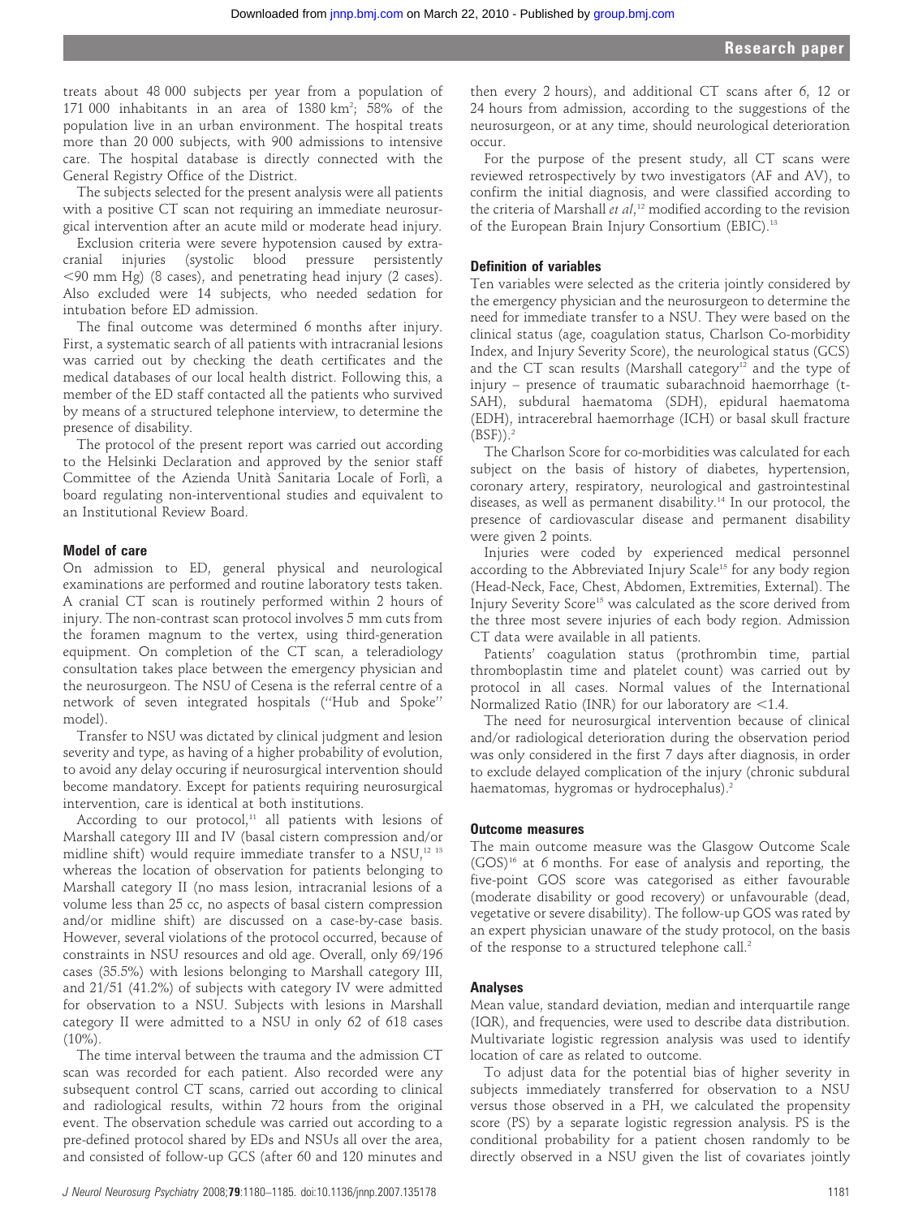treats about 48 000 subjects per year from a population of 171 000 inhabitants in an area of 1380 km$^2$; 58% of the population live in an urban environment. The hospital treats more than 20 000 subjects, with 900 admissions to intensive care. The hospital database is directly connected with the General Registry Office of the District.

The subjects selected for the present analysis were all patients with a positive CT scan not requiring an immediate neurosurgical intervention after an acute mild or moderate head injury.

Exclusion criteria were severe hypotension caused by extracranial injuries (systolic blood pressure persistently <90 mm Hg) (8 cases), and penetrating head injury (2 cases). Also excluded were 14 subjects, who needed sedation for intubation before ED admission.

The final outcome was determined 6 months after injury. First, a systematic search of all patients with intracranial lesions was carried out by checking the death certificates and the medical databases of our local health district. Following this, a member of the ED staff contacted all the patients who survived by means of a structured telephone interview, to determine the presence of disability.

The protocol of the present report was carried out according to the Helsinki Declaration and approved by the senior staff Committee of the Azienda Unità Sanitaria Locale of Forlì, a board regulating non-interventional studies and equivalent to an Institutional Review Board.

### Model of care

On admission to ED, general physical and neurological examinations are performed and routine laboratory tests taken. A cranial CT scan is routinely performed within 2 hours of injury. The non-contrast scan protocol involves 5 mm cuts from the foramen magnum to the vertex, using third-generation equipment. On completion of the CT scan, a teleradiology consultation takes place between the emergency physician and the neurosurgeon. The NSU of Cesena is the referral centre of a network of seven integrated hospitals ("Hub and Spoke" model).

Transfer to NSU was dictated by clinical judgment and lesion severity and type, as having of a higher probability of evolution, to avoid any delay occuring if neurosurgical intervention should become mandatory. Except for patients requiring neurosurgical intervention, care is identical at both institutions.

According to our protocol,[11] all patients with lesions of Marshall category III and IV (basal cistern compression and/or midline shift) would require immediate transfer to a NSU,[12 13] whereas the location of observation for patients belonging to Marshall category II (no mass lesion, intracranial lesions of a volume less than 25 cc, no aspects of basal cistern compression and/or midline shift) are discussed on a case-by-case basis. However, several violations of the protocol occurred, because of constraints in NSU resources and old age. Overall, only 69/196 cases (35.5%) with lesions belonging to Marshall category III, and 21/51 (41.2%) of subjects with category IV were admitted for observation to a NSU. Subjects with lesions in Marshall category II were admitted to a NSU in only 62 of 618 cases (10%).

The time interval between the trauma and the admission CT scan was recorded for each patient. Also recorded were any subsequent control CT scans, carried out according to clinical and radiological results, within 72 hours from the original event. The observation schedule was carried out according to a pre-defined protocol shared by EDs and NSUs all over the area, and consisted of follow-up GCS (after 60 and 120 minutes and then every 2 hours), and additional CT scans after 6, 12 or 24 hours from admission, according to the suggestions of the neurosurgeon, or at any time, should neurological deterioration occur.

For the purpose of the present study, all CT scans were reviewed retrospectively by two investigators (AF and AV), to confirm the initial diagnosis, and were classified according to the criteria of Marshall *et al*,[12] modified according to the revision of the European Brain Injury Consortium (EBIC).[13]

### Definition of variables

Ten variables were selected as the criteria jointly considered by the emergency physician and the neurosurgeon to determine the need for immediate transfer to a NSU. They were based on the clinical status (age, coagulation status, Charlson Co-morbidity Index, and Injury Severity Score), the neurological status (GCS) and the CT scan results (Marshall category[12] and the type of injury – presence of traumatic subarachnoid haemorrhage (t-SAH), subdural haematoma (SDH), epidural haematoma (EDH), intracerebral haemorrhage (ICH) or basal skull fracture (BSF)).[2]

The Charlson Score for co-morbidities was calculated for each subject on the basis of history of diabetes, hypertension, coronary artery, respiratory, neurological and gastrointestinal diseases, as well as permanent disability.[14] In our protocol, the presence of cardiovascular disease and permanent disability were given 2 points.

Injuries were coded by experienced medical personnel according to the Abbreviated Injury Scale[15] for any body region (Head-Neck, Face, Chest, Abdomen, Extremities, External). The Injury Severity Score[15] was calculated as the score derived from the three most severe injuries of each body region. Admission CT data were available in all patients.

Patients' coagulation status (prothrombin time, partial thromboplastin time and platelet count) was carried out by protocol in all cases. Normal values of the International Normalized Ratio (INR) for our laboratory are <1.4.

The need for neurosurgical intervention because of clinical and/or radiological deterioration during the observation period was only considered in the first 7 days after diagnosis, in order to exclude delayed complication of the injury (chronic subdural haematomas, hygromas or hydrocephalus).[2]

### Outcome measures

The main outcome measure was the Glasgow Outcome Scale (GOS)[16] at 6 months. For ease of analysis and reporting, the five-point GOS score was categorised as either favourable (moderate disability or good recovery) or unfavourable (dead, vegetative or severe disability). The follow-up GOS was rated by an expert physician unaware of the study protocol, on the basis of the response to a structured telephone call.[2]

### Analyses

Mean value, standard deviation, median and interquartile range (IQR), and frequencies, were used to describe data distribution. Multivariate logistic regression analysis was used to identify location of care as related to outcome.

To adjust data for the potential bias of higher severity in subjects immediately transferred for observation to a NSU versus those observed in a PH, we calculated the propensity score (PS) by a separate logistic regression analysis. PS is the conditional probability for a patient chosen randomly to be directly observed in a NSU given the list of covariates jointly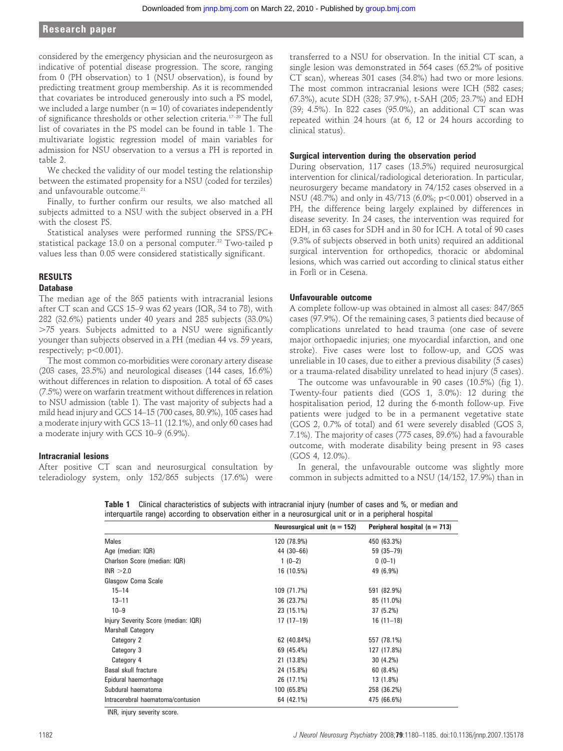considered by the emergency physician and the neurosurgeon as indicative of potential disease progression. The score, ranging from 0 (PH observation) to 1 (NSU observation), is found by predicting treatment group membership. As it is recommended that covariates be introduced generously into such a PS model, we included a large number (n = 10) of covariates independently of significance thresholds or other selection criteria.[17–20] The full list of covariates in the PS model can be found in table 1. The multivariate logistic regression model of main variables for admission for NSU observation to a versus a PH is reported in table 2.

We checked the validity of our model testing the relationship between the estimated propensity for a NSU (coded for terziles) and unfavourable outcome.[21]

Finally, to further confirm our results, we also matched all subjects admitted to a NSU with the subject observed in a PH with the closest PS.

Statistical analyses were performed running the SPSS/PC+ statistical package 13.0 on a personal computer.[22] Two-tailed p values less than 0.05 were considered statistically significant.

## RESULTS

### Database

The median age of the 865 patients with intracranial lesions after CT scan and GCS 15–9 was 62 years (IQR, 34 to 78), with 282 (32.6%) patients under 40 years and 285 subjects (33.0%) >75 years. Subjects admitted to a NSU were significantly younger than subjects observed in a PH (median 44 vs. 59 years, respectively; $p<0.001$).

The most common co-morbidities were coronary artery disease (203 cases, 23.5%) and neurological diseases (144 cases, 16.6%) without differences in relation to disposition. A total of 65 cases (7.5%) were on warfarin treatment without differences in relation to NSU admission (table 1). The vast majority of subjects had a mild head injury and GCS 14–15 (700 cases, 80.9%), 105 cases had a moderate injury with GCS 13–11 (12.1%), and only 60 cases had a moderate injury with GCS 10–9 (6.9%).

### Intracranial lesions

After positive CT scan and neurosurgical consultation by teleradiology system, only 152/865 subjects (17.6%) were transferred to a NSU for observation. In the initial CT scan, a single lesion was demonstrated in 564 cases (65.2% of positive CT scan), whereas 301 cases (34.8%) had two or more lesions. The most common intracranial lesions were ICH (582 cases; 67.3%), acute SDH (328; 37.9%), t-SAH (205; 23.7%) and EDH (39; 4.5%). In 822 cases (95.0%), an additional CT scan was repeated within 24 hours (at 6, 12 or 24 hours according to clinical status).

### Surgical intervention during the observation period

During observation, 117 cases (13.5%) required neurosurgical intervention for clinical/radiological deterioration. In particular, neurosurgery became mandatory in 74/152 cases observed in a NSU (48.7%) and only in 43/713 (6.0%; $p<0.001$) observed in a PH, the difference being largely explained by differences in disease severity. In 24 cases, the intervention was required for EDH, in 63 cases for SDH and in 30 for ICH. A total of 90 cases (9.3% of subjects observed in both units) required an additional surgical intervention for orthopedics, thoracic or abdominal lesions, which was carried out according to clinical status either in Forlì or in Cesena.

### Unfavourable outcome

A complete follow-up was obtained in almost all cases: 847/865 cases (97.9%). Of the remaining cases, 3 patients died because of complications unrelated to head trauma (one case of severe major orthopaedic injuries; one myocardial infarction, and one stroke). Five cases were lost to follow-up, and GOS was unreliable in 10 cases, due to either a previous disability (5 cases) or a trauma-related disability unrelated to head injury (5 cases).

The outcome was unfavourable in 90 cases (10.5%) (fig 1). Twenty-four patients died (GOS 1, 3.0%): 12 during the hospitalisation period, 12 during the 6-month follow-up. Five patients were judged to be in a permanent vegetative state (GOS 2, 0.7% of total) and 61 were severely disabled (GOS 3, 7.1%). The majority of cases (775 cases, 89.6%) had a favourable outcome, with moderate disability being present in 93 cases (GOS 4, 12.0%).

In general, the unfavourable outcome was slightly more common in subjects admitted to a NSU (14/152, 17.9%) than in

**Table 1** Clinical characteristics of subjects with intracranial injury (number of cases and %, or median and interquartile range) according to observation either in a neurosurgical unit or in a peripheral hospital

| | Neurosurgical unit (n = 152) | Peripheral hospital (n = 713) |
|---|---|---|
| Males | 120 (78.9%) | 450 (63.3%) |
| Age (median: IQR) | 44 (30–66) | 59 (35–79) |
| Charlson Score (median: IQR) | 1 (0–2) | 0 (0–1) |
| INR >2.0 | 16 (10.5%) | 49 (6.9%) |
| Glasgow Coma Scale | | |
| 15–14 | 109 (71.7%) | 591 (82.9%) |
| 13–11 | 36 (23.7%) | 85 (11.0%) |
| 10–9 | 23 (15.1%) | 37 (5.2%) |
| Injury Severity Score (median: IQR) | 17 (17–19) | 16 (11–18) |
| Marshall Category | | |
| Category 2 | 62 (40.84%) | 557 (78.1%) |
| Category 3 | 69 (45.4%) | 127 (17.8%) |
| Category 4 | 21 (13.8%) | 30 (4.2%) |
| Basal skull fracture | 24 (15.8%) | 60 (8.4%) |
| Epidural haemorrhage | 26 (17.1%) | 13 (1.8%) |
| Subdural haematoma | 100 (65.8%) | 258 (36.2%) |
| Intracerebral haematoma/contusion | 64 (42.1%) | 475 (66.6%) |

INR, injury severity score.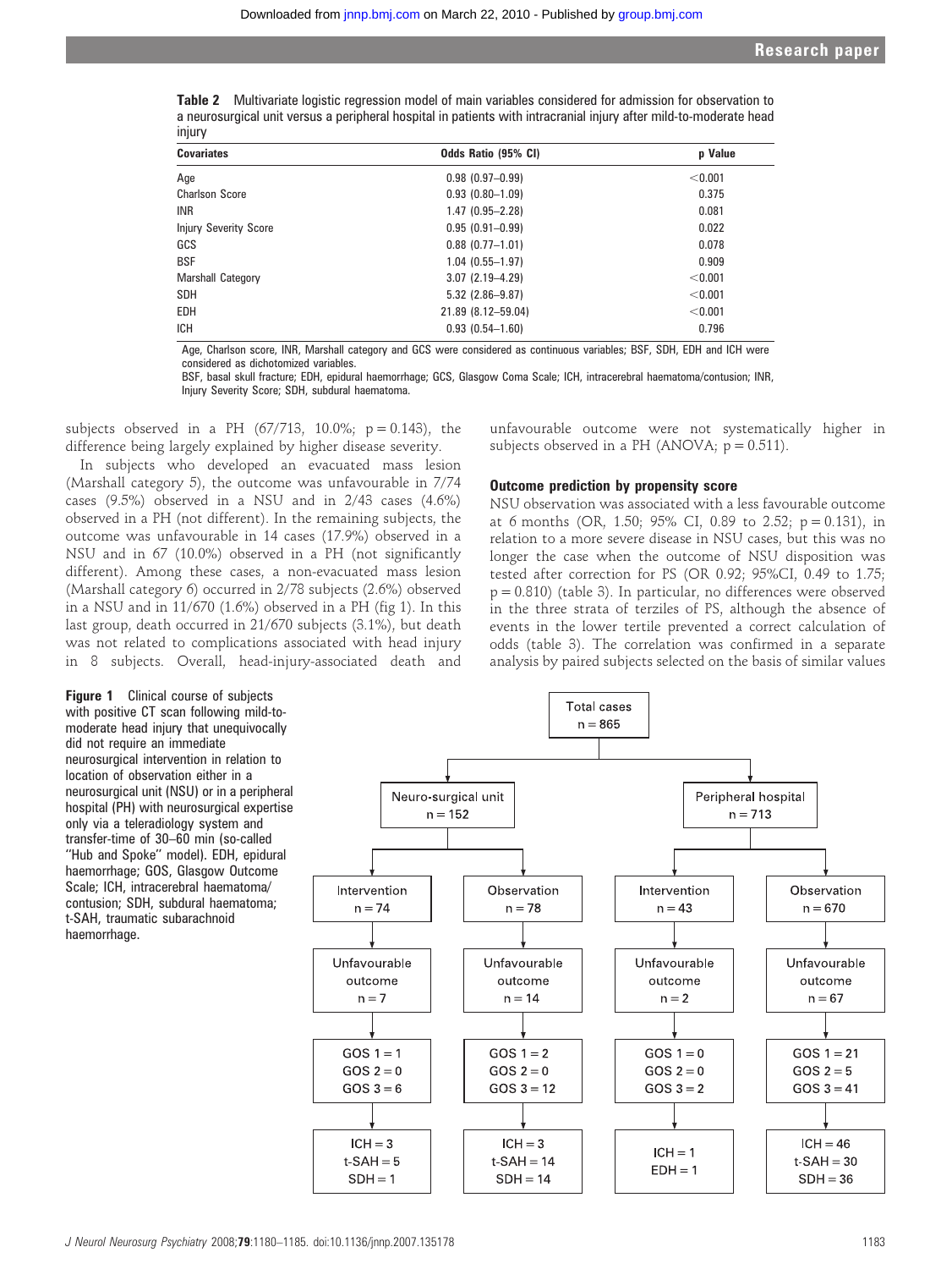**Table 2** Multivariate logistic regression model of main variables considered for admission for observation to a neurosurgical unit versus a peripheral hospital in patients with intracranial injury after mild-to-moderate head injury

| Covariates | Odds Ratio (95% CI) | p Value |
|---|---|---|
| Age | 0.98 (0.97–0.99) | <0.001 |
| Charlson Score | 0.93 (0.80–1.09) | 0.375 |
| INR | 1.47 (0.95–2.28) | 0.081 |
| Injury Severity Score | 0.95 (0.91–0.99) | 0.022 |
| GCS | 0.88 (0.77–1.01) | 0.078 |
| BSF | 1.04 (0.55–1.97) | 0.909 |
| Marshall Category | 3.07 (2.19–4.29) | <0.001 |
| SDH | 5.32 (2.86–9.87) | <0.001 |
| EDH | 21.89 (8.12–59.04) | <0.001 |
| ICH | 0.93 (0.54–1.60) | 0.796 |

Age, Charlson score, INR, Marshall category and GCS were considered as continuous variables; BSF, SDH, EDH and ICH were considered as dichotomized variables.
BSF, basal skull fracture; EDH, epidural haemorrhage; GCS, Glasgow Coma Scale; ICH, intracerebral haematoma/contusion; INR, Injury Severity Score; SDH, subdural haematoma.

subjects observed in a PH (67/713, 10.0%; p = 0.143), the difference being largely explained by higher disease severity.

In subjects who developed an evacuated mass lesion (Marshall category 5), the outcome was unfavourable in 7/74 cases (9.5%) observed in a NSU and in 2/43 cases (4.6%) observed in a PH (not different). In the remaining subjects, the outcome was unfavourable in 14 cases (17.9%) observed in a NSU and in 67 (10.0%) observed in a PH (not significantly different). Among these cases, a non-evacuated mass lesion (Marshall category 6) occurred in 2/78 subjects (2.6%) observed in a NSU and in 11/670 (1.6%) observed in a PH (fig 1). In this last group, death occurred in 21/670 subjects (3.1%), but death was not related to complications associated with head injury in 8 subjects. Overall, head-injury-associated death and unfavourable outcome were not systematically higher in subjects observed in a PH (ANOVA; p = 0.511).

### Outcome prediction by propensity score

NSU observation was associated with a less favourable outcome at 6 months (OR, 1.50; 95% CI, 0.89 to 2.52; p = 0.131), in relation to a more severe disease in NSU cases, but this was no longer the case when the outcome of NSU disposition was tested after correction for PS (OR 0.92; 95%CI, 0.49 to 1.75; p = 0.810) (table 3). In particular, no differences were observed in the three strata of terziles of PS, although the absence of events in the lower tertile prevented a correct calculation of odds (table 3). The correlation was confirmed in a separate analysis by paired subjects selected on the basis of similar values

**Figure 1** Clinical course of subjects with positive CT scan following mild-to-moderate head injury that unequivocally did not require an immediate neurosurgical intervention in relation to location of observation either in a neurosurgical unit (NSU) or in a peripheral hospital (PH) with neurosurgical expertise only via a teleradiology system and transfer-time of 30–60 min (so-called "Hub and Spoke" model). EDH, epidural haemorrhage; GOS, Glasgow Outcome Scale; ICH, intracerebral haematoma/contusion; SDH, subdural haematoma; t-SAH, traumatic subarachnoid haemorrhage.

Total cases n = 865
- Neuro-surgical unit n = 152
  - Intervention n = 74 → Unfavourable outcome n = 7 → GOS 1 = 1, GOS 2 = 0, GOS 3 = 6 → ICH = 3, t-SAH = 5, SDH = 1
  - Observation n = 78 → Unfavourable outcome n = 14 → GOS 1 = 2, GOS 2 = 0, GOS 3 = 12 → ICH = 3, t-SAH = 14, SDH = 14
- Peripheral hospital n = 713
  - Intervention n = 43 → Unfavourable outcome n = 2 → GOS 1 = 0, GOS 2 = 0, GOS 3 = 2 → ICH = 1, EDH = 1
  - Observation n = 670 → Unfavourable outcome n = 67 → GOS 1 = 21, GOS 2 = 5, GOS 3 = 41 → ICH = 46, t-SAH = 30, SDH = 36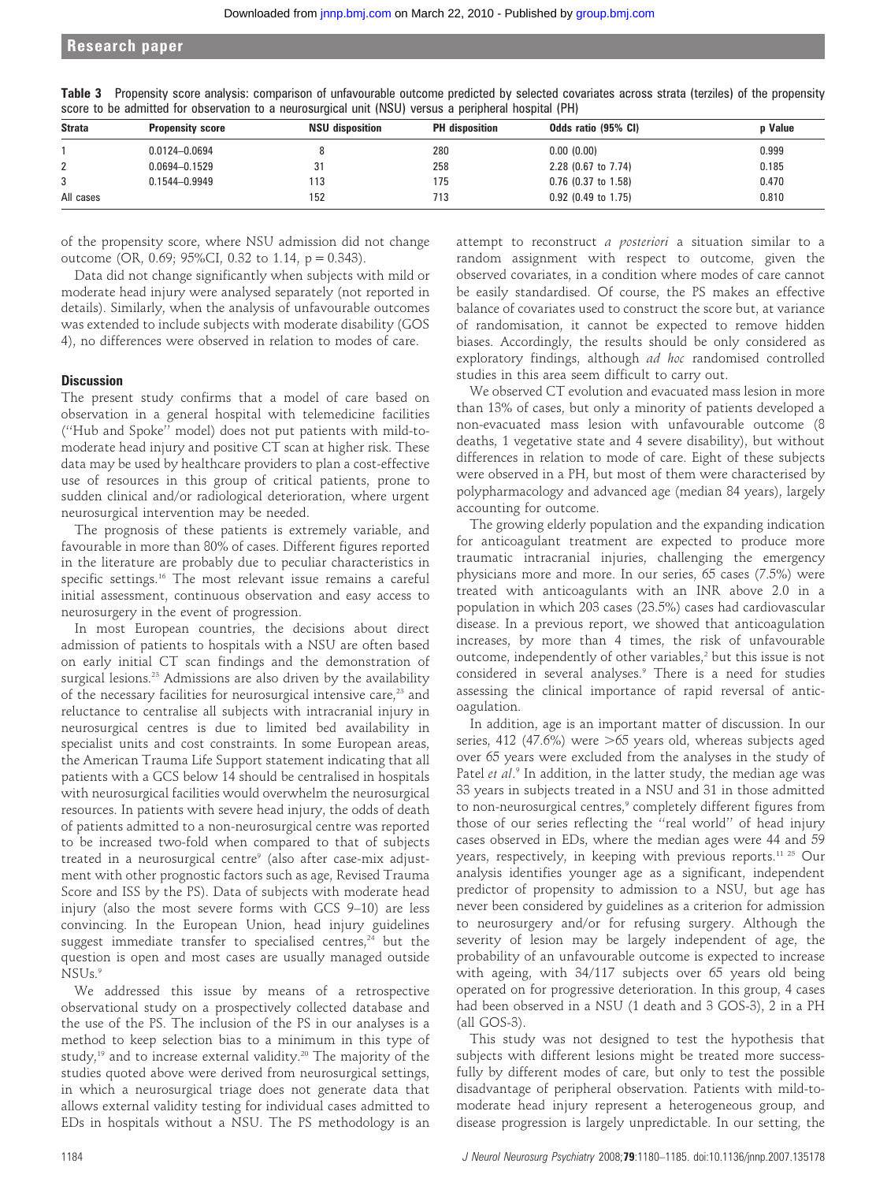**Table 3** Propensity score analysis: comparison of unfavourable outcome predicted by selected covariates across strata (terziles) of the propensity score to be admitted for observation to a neurosurgical unit (NSU) versus a peripheral hospital (PH)

| Strata | Propensity score | NSU disposition | PH disposition | Odds ratio (95% CI) | p Value |
|---|---|---|---|---|---|
| 1 | 0.0124–0.0694 | 8 | 280 | 0.00 (0.00) | 0.999 |
| 2 | 0.0694–0.1529 | 31 | 258 | 2.28 (0.67 to 7.74) | 0.185 |
| 3 | 0.1544–0.9949 | 113 | 175 | 0.76 (0.37 to 1.58) | 0.470 |
| All cases | | 152 | 713 | 0.92 (0.49 to 1.75) | 0.810 |

of the propensity score, where NSU admission did not change outcome (OR, 0.69; 95%CI, 0.32 to 1.14, p = 0.343).

Data did not change significantly when subjects with mild or moderate head injury were analysed separately (not reported in details). Similarly, when the analysis of unfavourable outcomes was extended to include subjects with moderate disability (GOS 4), no differences were observed in relation to modes of care.

## Discussion

The present study confirms that a model of care based on observation in a general hospital with telemedicine facilities ("Hub and Spoke" model) does not put patients with mild-to-moderate head injury and positive CT scan at higher risk. These data may be used by healthcare providers to plan a cost-effective use of resources in this group of critical patients, prone to sudden clinical and/or radiological deterioration, where urgent neurosurgical intervention may be needed.

The prognosis of these patients is extremely variable, and favourable in more than 80% of cases. Different figures reported in the literature are probably due to peculiar characteristics in specific settings.[16] The most relevant issue remains a careful initial assessment, continuous observation and easy access to neurosurgery in the event of progression.

In most European countries, the decisions about direct admission of patients to hospitals with a NSU are often based on early initial CT scan findings and the demonstration of surgical lesions.[23] Admissions are also driven by the availability of the necessary facilities for neurosurgical intensive care,[23] and reluctance to centralise all subjects with intracranial injury in neurosurgical centres is due to limited bed availability in specialist units and cost constraints. In some European areas, the American Trauma Life Support statement indicating that all patients with a GCS below 14 should be centralised in hospitals with neurosurgical facilities would overwhelm the neurosurgical resources. In patients with severe head injury, the odds of death of patients admitted to a non-neurosurgical centre was reported to be increased two-fold when compared to that of subjects treated in a neurosurgical centre[9] (also after case-mix adjustment with other prognostic factors such as age, Revised Trauma Score and ISS by the PS). Data of subjects with moderate head injury (also the most severe forms with GCS 9–10) are less convincing. In the European Union, head injury guidelines suggest immediate transfer to specialised centres,[24] but the question is open and most cases are usually managed outside NSUs.[9]

We addressed this issue by means of a retrospective observational study on a prospectively collected database and the use of the PS. The inclusion of the PS in our analyses is a method to keep selection bias to a minimum in this type of study,[19] and to increase external validity.[20] The majority of the studies quoted above were derived from neurosurgical settings, in which a neurosurgical triage does not generate data that allows external validity testing for individual cases admitted to EDs in hospitals without a NSU. The PS methodology is an attempt to reconstruct *a posteriori* a situation similar to a random assignment with respect to outcome, given the observed covariates, in a condition where modes of care cannot be easily standardised. Of course, the PS makes an effective balance of covariates used to construct the score but, at variance of randomisation, it cannot be expected to remove hidden biases. Accordingly, the results should be only considered as exploratory findings, although *ad hoc* randomised controlled studies in this area seem difficult to carry out.

We observed CT evolution and evacuated mass lesion in more than 13% of cases, but only a minority of patients developed a non-evacuated mass lesion with unfavourable outcome (8 deaths, 1 vegetative state and 4 severe disability), but without differences in relation to mode of care. Eight of these subjects were observed in a PH, but most of them were characterised by polypharmacology and advanced age (median 84 years), largely accounting for outcome.

The growing elderly population and the expanding indication for anticoagulant treatment are expected to produce more traumatic intracranial injuries, challenging the emergency physicians more and more. In our series, 65 cases (7.5%) were treated with anticoagulants with an INR above 2.0 in a population in which 203 cases (23.5%) cases had cardiovascular disease. In a previous report, we showed that anticoagulation increases, by more than 4 times, the risk of unfavourable outcome, independently of other variables,[2] but this issue is not considered in several analyses.[9] There is a need for studies assessing the clinical importance of rapid reversal of anticoagulation.

In addition, age is an important matter of discussion. In our series, 412 (47.6%) were >65 years old, whereas subjects aged over 65 years were excluded from the analyses in the study of Patel *et al*.[9] In addition, in the latter study, the median age was 33 years in subjects treated in a NSU and 31 in those admitted to non-neurosurgical centres,[9] completely different figures from those of our series reflecting the "real world" of head injury cases observed in EDs, where the median ages were 44 and 59 years, respectively, in keeping with previous reports.[11 25] Our analysis identifies younger age as a significant, independent predictor of propensity to admission to a NSU, but age has never been considered by guidelines as a criterion for admission to neurosurgery and/or for refusing surgery. Although the severity of lesion may be largely independent of age, the probability of an unfavourable outcome is expected to increase with ageing, with 34/117 subjects over 65 years old being operated on for progressive deterioration. In this group, 4 cases had been observed in a NSU (1 death and 3 GOS-3), 2 in a PH (all GOS-3).

This study was not designed to test the hypothesis that subjects with different lesions might be treated more successfully by different modes of care, but only to test the possible disadvantage of peripheral observation. Patients with mild-to-moderate head injury represent a heterogeneous group, and disease progression is largely unpredictable. In our setting, the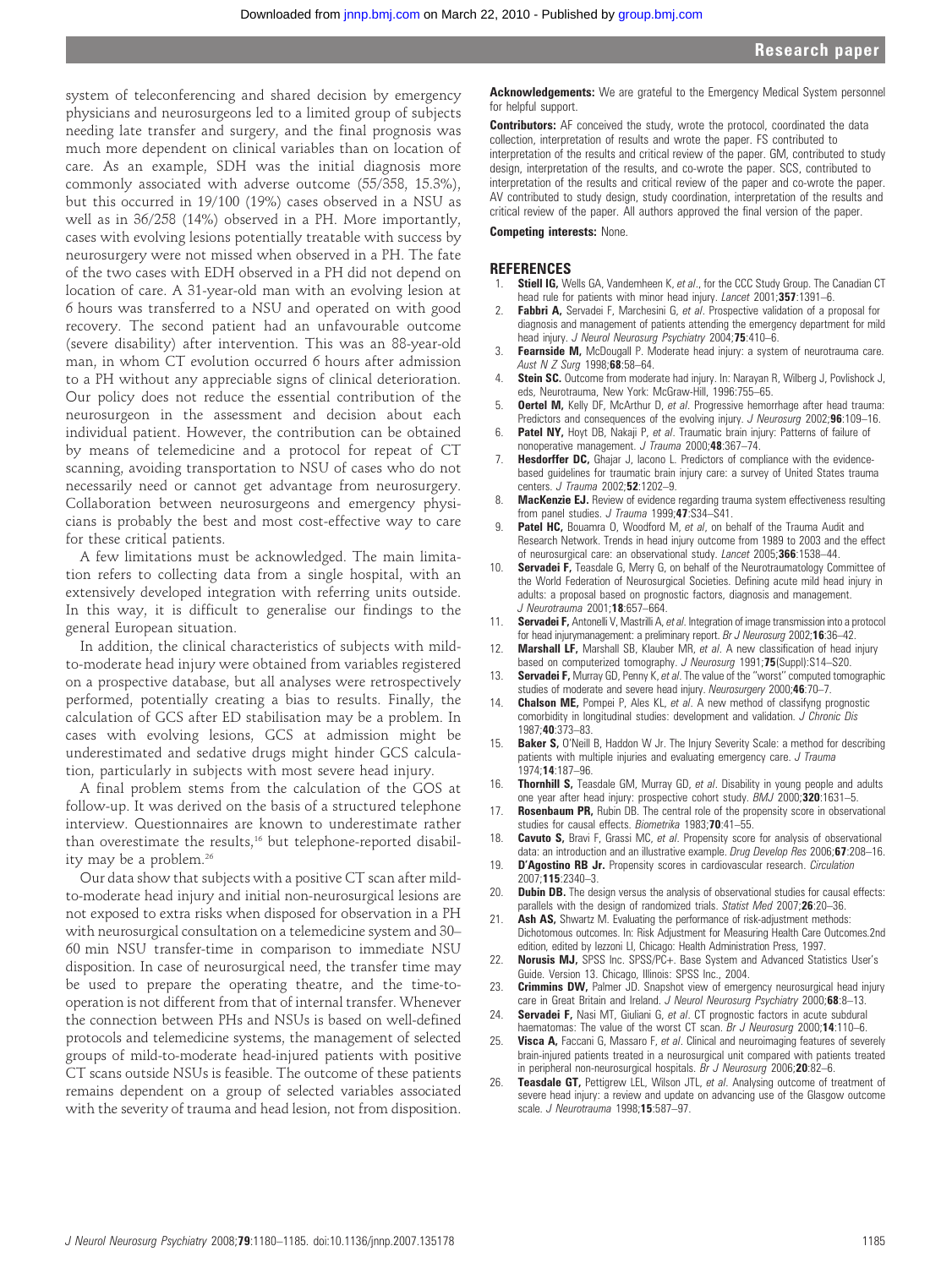system of teleconferencing and shared decision by emergency physicians and neurosurgeons led to a limited group of subjects needing late transfer and surgery, and the final prognosis was much more dependent on clinical variables than on location of care. As an example, SDH was the initial diagnosis more commonly associated with adverse outcome (55/358, 15.3%), but this occurred in 19/100 (19%) cases observed in a NSU as well as in 36/258 (14%) observed in a PH. More importantly, cases with evolving lesions potentially treatable with success by neurosurgery were not missed when observed in a PH. The fate of the two cases with EDH observed in a PH did not depend on location of care. A 31-year-old man with an evolving lesion at 6 hours was transferred to a NSU and operated on with good recovery. The second patient had an unfavourable outcome (severe disability) after intervention. This was an 88-year-old man, in whom CT evolution occurred 6 hours after admission to a PH without any appreciable signs of clinical deterioration. Our policy does not reduce the essential contribution of the neurosurgeon in the assessment and decision about each individual patient. However, the contribution can be obtained by means of telemedicine and a protocol for repeat of CT scanning, avoiding transportation to NSU of cases who do not necessarily need or cannot get advantage from neurosurgery. Collaboration between neurosurgeons and emergency physicians is probably the best and most cost-effective way to care for these critical patients.

A few limitations must be acknowledged. The main limitation refers to collecting data from a single hospital, with an extensively developed integration with referring units outside. In this way, it is difficult to generalise our findings to the general European situation.

In addition, the clinical characteristics of subjects with mild-to-moderate head injury were obtained from variables registered on a prospective database, but all analyses were retrospectively performed, potentially creating a bias to results. Finally, the calculation of GCS after ED stabilisation may be a problem. In cases with evolving lesions, GCS at admission might be underestimated and sedative drugs might hinder GCS calculation, particularly in subjects with most severe head injury.

A final problem stems from the calculation of the GOS at follow-up. It was derived on the basis of a structured telephone interview. Questionnaires are known to underestimate rather than overestimate the results,[16] but telephone-reported disability may be a problem.[26]

Our data show that subjects with a positive CT scan after mild-to-moderate head injury and initial non-neurosurgical lesions are not exposed to extra risks when disposed for observation in a PH with neurosurgical consultation on a telemedicine system and 30–60 min NSU transfer-time in comparison to immediate NSU disposition. In case of neurosurgical need, the transfer time may be used to prepare the operating theatre, and the time-to-operation is not different from that of internal transfer. Whenever the connection between PHs and NSUs is based on well-defined protocols and telemedicine systems, the management of selected groups of mild-to-moderate head-injured patients with positive CT scans outside NSUs is feasible. The outcome of these patients remains dependent on a group of selected variables associated with the severity of trauma and head lesion, not from disposition.

**Acknowledgements:** We are grateful to the Emergency Medical System personnel for helpful support.

**Contributors:** AF conceived the study, wrote the protocol, coordinated the data collection, interpretation of results and wrote the paper. FS contributed to interpretation of the results and critical review of the paper. GM, contributed to study design, interpretation of the results, and co-wrote the paper. SCS, contributed to interpretation of the results and critical review of the paper and co-wrote the paper. AV contributed to study design, study coordination, interpretation of the results and critical review of the paper. All authors approved the final version of the paper.

**Competing interests:** None.

## REFERENCES

1. **Stiell IG,** Wells GA, Vandemheen K, *et al*., for the CCC Study Group. The Canadian CT head rule for patients with minor head injury. *Lancet* 2001;**357**:1391–6.
2. **Fabbri A,** Servadei F, Marchesini G, *et al*. Prospective validation of a proposal for diagnosis and management of patients attending the emergency department for mild head injury. *J Neurol Neurosurg Psychiatry* 2004;**75**:410–6.
3. **Fearnside M,** McDougall P. Moderate head injury: a system of neurotrauma care. *Aust N Z Surg* 1998;**68**:58–64.
4. **Stein SC.** Outcome from moderate had injury. In: Narayan R, Wilberg J, Povlishock J, eds, Neurotrauma, New York: McGraw-Hill, 1996:755–65.
5. **Oertel M,** Kelly DF, McArthur D, *et al*. Progressive hemorrhage after head trauma: Predictors and consequences of the evolving injury. *J Neurosurg* 2002;**96**:109–16.
6. **Patel NY,** Hoyt DB, Nakaji P, *et al*. Traumatic brain injury: Patterns of failure of nonoperative management. *J Trauma* 2000;**48**:367–74.
7. **Hesdorffer DC,** Ghajar J, Iacono L. Predictors of compliance with the evidence-based guidelines for traumatic brain injury care: a survey of United States trauma centers. *J Trauma* 2002;**52**:1202–9.
8. **MacKenzie EJ.** Review of evidence regarding trauma system effectiveness resulting from panel studies. *J Trauma* 1999;**47**:S34–S41.
9. **Patel HC,** Bouamra O, Woodford M, *et al*, on behalf of the Trauma Audit and Research Network. Trends in head injury outcome from 1989 to 2003 and the effect of neurosurgical care: an observational study. *Lancet* 2005;**366**:1538–44.
10. **Servadei F,** Teasdale G, Merry G, on behalf of the Neurotraumatology Committee of the World Federation of Neurosurgical Societies. Defining acute mild head injury in adults: a proposal based on prognostic factors, diagnosis and management. *J Neurotrauma* 2001;**18**:657–664.
11. **Servadei F,** Antonelli V, Mastrilli A, *et al*. Integration of image transmission into a protocol for head injurymanagement: a preliminary report. *Br J Neurosurg* 2002;**16**:36–42.
12. **Marshall LF,** Marshall SB, Klauber MR, *et al*. A new classification of head injury based on computerized tomography. *J Neurosurg* 1991;**75**(Suppl):S14–S20.
13. **Servadei F,** Murray GD, Penny K, *et al*. The value of the "worst" computed tomographic studies of moderate and severe head injury. *Neurosurgery* 2000;**46**:70–7.
14. **Chalson ME,** Pompei P, Ales KL, *et al*. A new method of classifyng prognostic comorbidity in longitudinal studies: development and validation. *J Chronic Dis* 1987;**40**:373–83.
15. **Baker S,** O'Neill B, Haddon W Jr. The Injury Severity Scale: a method for describing patients with multiple injuries and evaluating emergency care. *J Trauma* 1974;**14**:187–96.
16. **Thornhill S,** Teasdale GM, Murray GD, *et al*. Disability in young people and adults one year after head injury: prospective cohort study. *BMJ* 2000;**320**:1631–5.
17. **Rosenbaum PR,** Rubin DB. The central role of the propensity score in observational studies for causal effects. *Biometrika* 1983;**70**:41–55.
18. **Cavuto S,** Bravi F, Grassi MC, *et al*. Propensity score for analysis of observational data: an introduction and an illustrative example. *Drug Develop Res* 2006;**67**:208–16.
19. **D'Agostino RB Jr.** Propensity scores in cardiovascular research. *Circulation* 2007;**115**:2340–3.
20. **Dubin DB.** The design versus the analysis of observational studies for causal effects: parallels with the design of randomized trials. *Statist Med* 2007;**26**:20–36.
21. **Ash AS,** Shwartz M. Evaluating the performance of risk-adjustment methods: Dichotomous outcomes. In: Risk Adjustment for Measuring Health Care Outcomes.2nd edition, edited by Iezzoni LI, Chicago: Health Administration Press, 1997.
22. **Norusis MJ,** SPSS Inc. SPSS/PC+. Base System and Advanced Statistics User's Guide. Version 13. Chicago, Illinois: SPSS Inc., 2004.
23. **Crimmins DW,** Palmer JD. Snapshot view of emergency neurosurgical head injury care in Great Britain and Ireland. *J Neurol Neurosurg Psychiatry* 2000;**68**:8–13.
24. **Servadei F,** Nasi MT, Giuliani G, *et al*. CT prognostic factors in acute subdural haematomas: The value of the worst CT scan. *Br J Neurosurg* 2000;**14**:110–6.
25. **Visca A,** Faccani G, Massaro F, *et al*. Clinical and neuroimaging features of severely brain-injured patients treated in a neurosurgical unit compared with patients treated in peripheral non-neurosurgical hospitals. *Br J Neurosurg* 2006;**20**:82–6.
26. **Teasdale GT,** Pettigrew LEL, Wilson JTL, *et al*. Analysing outcome of treatment of severe head injury: a review and update on advancing use of the Glasgow outcome scale. *J Neurotrauma* 1998;**15**:587–97.